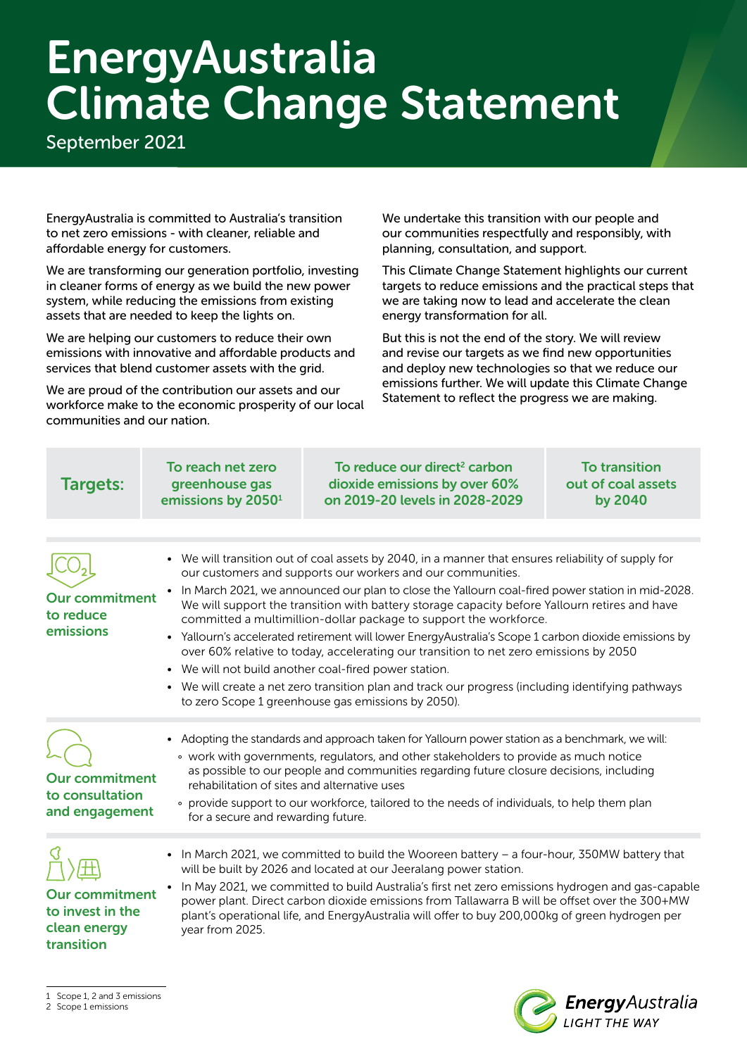# EnergyAustralia Climate Change Statement

September 2021

EnergyAustralia is committed to Australia's transition to net zero emissions - with cleaner, reliable and affordable energy for customers.

We are transforming our generation portfolio, investing in cleaner forms of energy as we build the new power system, while reducing the emissions from existing assets that are needed to keep the lights on.

We are helping our customers to reduce their own emissions with innovative and affordable products and services that blend customer assets with the grid.

We are proud of the contribution our assets and our workforce make to the economic prosperity of our local communities and our nation.

We undertake this transition with our people and our communities respectfully and responsibly, with planning, consultation, and support.

This Climate Change Statement highlights our current targets to reduce emissions and the practical steps that we are taking now to lead and accelerate the clean energy transformation for all.

But this is not the end of the story. We will review and revise our targets as we find new opportunities and deploy new technologies so that we reduce our emissions further. We will update this Climate Change Statement to reflect the progress we are making.

| Targets: | To reach net zero greenhouse gas emissions by 2050[1] | To reduce our direct[2] carbon dioxide emissions by over 60% on 2019-20 levels in 2028-2029 | To transition out of coal assets by 2040 |
|---|---|---|---|

## Our commitment to reduce emissions

- We will transition out of coal assets by 2040, in a manner that ensures reliability of supply for our customers and supports our workers and our communities.
- In March 2021, we announced our plan to close the Yallourn coal-fired power station in mid-2028. We will support the transition with battery storage capacity before Yallourn retires and have committed a multimillion-dollar package to support the workforce.
- Yallourn's accelerated retirement will lower EnergyAustralia's Scope 1 carbon dioxide emissions by over 60% relative to today, accelerating our transition to net zero emissions by 2050
- We will not build another coal-fired power station.
- We will create a net zero transition plan and track our progress (including identifying pathways to zero Scope 1 greenhouse gas emissions by 2050).

## Our commitment to consultation and engagement

- Adopting the standards and approach taken for Yallourn power station as a benchmark, we will:
  - work with governments, regulators, and other stakeholders to provide as much notice as possible to our people and communities regarding future closure decisions, including rehabilitation of sites and alternative uses
  - provide support to our workforce, tailored to the needs of individuals, to help them plan for a secure and rewarding future.

## Our commitment to invest in the clean energy transition

- In March 2021, we committed to build the Wooreen battery – a four-hour, 350MW battery that will be built by 2026 and located at our Jeeralang power station.
- In May 2021, we committed to build Australia's first net zero emissions hydrogen and gas-capable power plant. Direct carbon dioxide emissions from Tallawarra B will be offset over the 300+MW plant's operational life, and EnergyAustralia will offer to buy 200,000kg of green hydrogen per year from 2025.

1 Scope 1, 2 and 3 emissions
2 Scope 1 emissions

EnergyAustralia
LIGHT THE WAY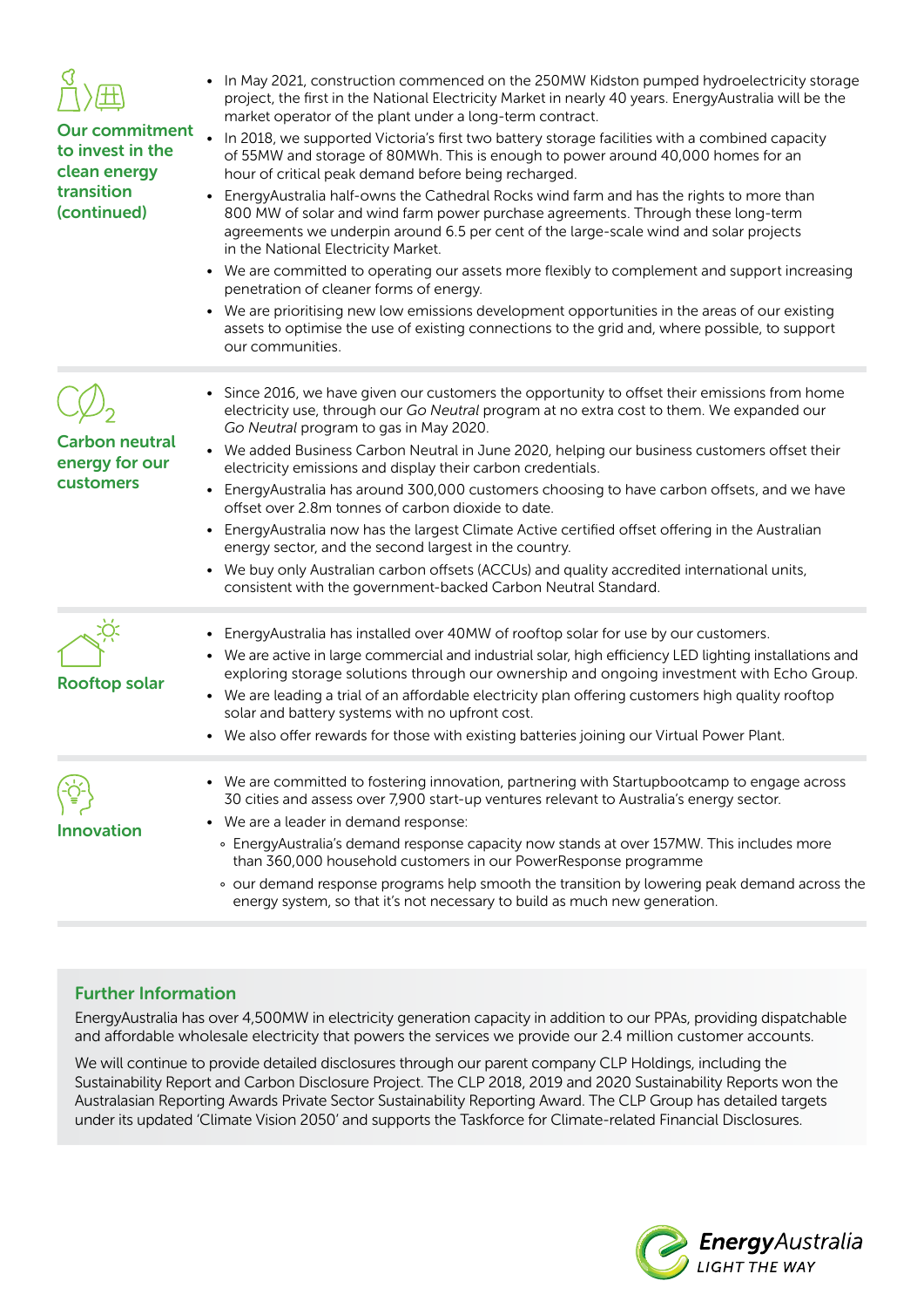### Our commitment to invest in the clean energy transition (continued)

- In May 2021, construction commenced on the 250MW Kidston pumped hydroelectricity storage project, the first in the National Electricity Market in nearly 40 years. EnergyAustralia will be the market operator of the plant under a long-term contract.
- In 2018, we supported Victoria's first two battery storage facilities with a combined capacity of 55MW and storage of 80MWh. This is enough to power around 40,000 homes for an hour of critical peak demand before being recharged.
- EnergyAustralia half-owns the Cathedral Rocks wind farm and has the rights to more than 800 MW of solar and wind farm power purchase agreements. Through these long-term agreements we underpin around 6.5 per cent of the large-scale wind and solar projects in the National Electricity Market.
- We are committed to operating our assets more flexibly to complement and support increasing penetration of cleaner forms of energy.
- We are prioritising new low emissions development opportunities in the areas of our existing assets to optimise the use of existing connections to the grid and, where possible, to support our communities.

### Carbon neutral energy for our customers

- Since 2016, we have given our customers the opportunity to offset their emissions from home electricity use, through our *Go Neutral* program at no extra cost to them. We expanded our *Go Neutral* program to gas in May 2020.
- We added Business Carbon Neutral in June 2020, helping our business customers offset their electricity emissions and display their carbon credentials.
- EnergyAustralia has around 300,000 customers choosing to have carbon offsets, and we have offset over 2.8m tonnes of carbon dioxide to date.
- EnergyAustralia now has the largest Climate Active certified offset offering in the Australian energy sector, and the second largest in the country.
- We buy only Australian carbon offsets (ACCUs) and quality accredited international units, consistent with the government-backed Carbon Neutral Standard.

### Rooftop solar

- EnergyAustralia has installed over 40MW of rooftop solar for use by our customers.
- We are active in large commercial and industrial solar, high efficiency LED lighting installations and exploring storage solutions through our ownership and ongoing investment with Echo Group.
- We are leading a trial of an affordable electricity plan offering customers high quality rooftop solar and battery systems with no upfront cost.
- We also offer rewards for those with existing batteries joining our Virtual Power Plant.

### Innovation

- We are committed to fostering innovation, partnering with Startupbootcamp to engage across 30 cities and assess over 7,900 start-up ventures relevant to Australia's energy sector.
- We are a leader in demand response:
  - EnergyAustralia's demand response capacity now stands at over 157MW. This includes more than 360,000 household customers in our PowerResponse programme
  - our demand response programs help smooth the transition by lowering peak demand across the energy system, so that it's not necessary to build as much new generation.

### Further Information

EnergyAustralia has over 4,500MW in electricity generation capacity in addition to our PPAs, providing dispatchable and affordable wholesale electricity that powers the services we provide our 2.4 million customer accounts.

We will continue to provide detailed disclosures through our parent company CLP Holdings, including the Sustainability Report and Carbon Disclosure Project. The CLP 2018, 2019 and 2020 Sustainability Reports won the Australasian Reporting Awards Private Sector Sustainability Reporting Award. The CLP Group has detailed targets under its updated 'Climate Vision 2050' and supports the Taskforce for Climate-related Financial Disclosures.

EnergyAustralia
LIGHT THE WAY